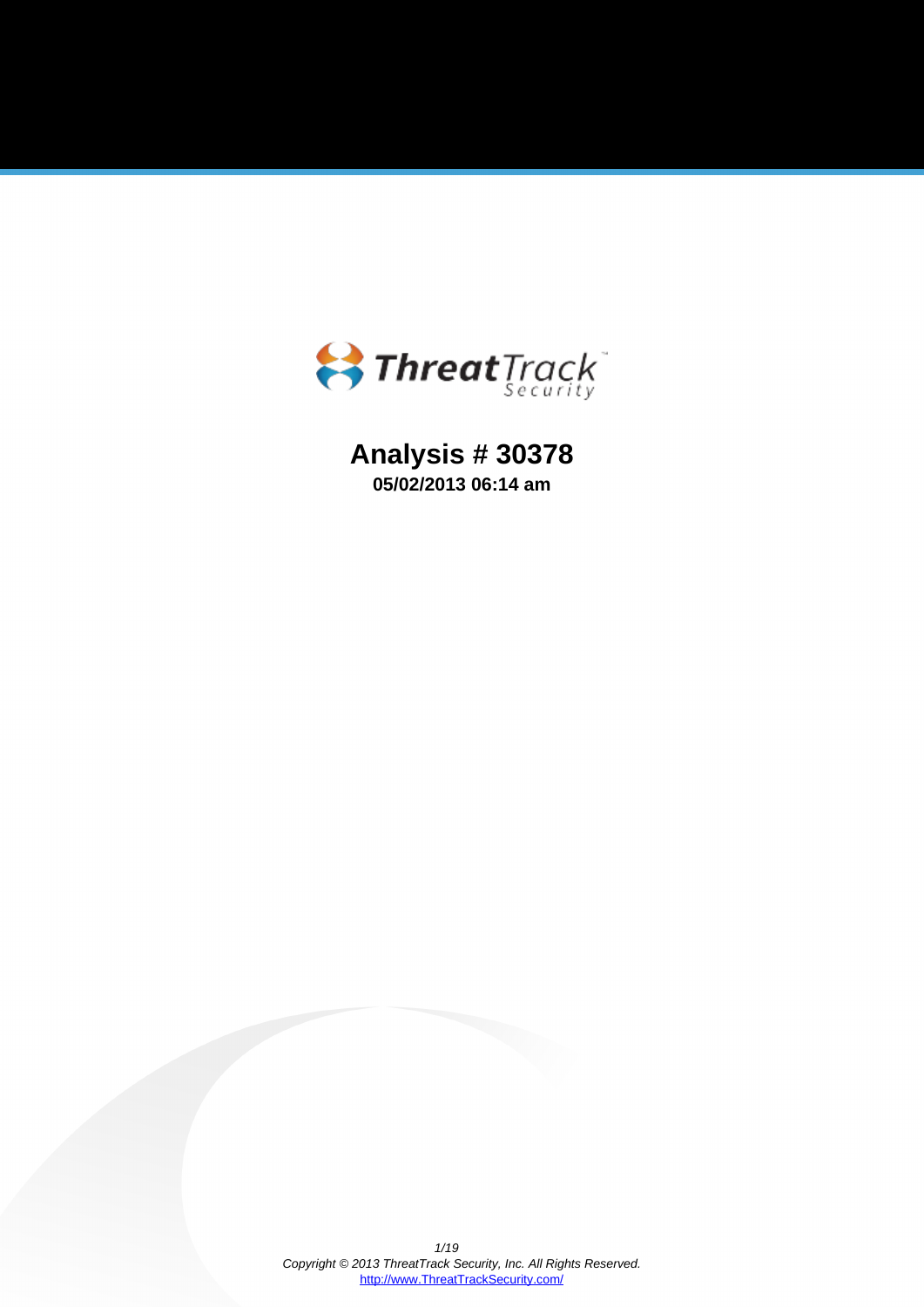ThreatTrack Security

# Analysis # 30378

**05/02/2013 06:14 am**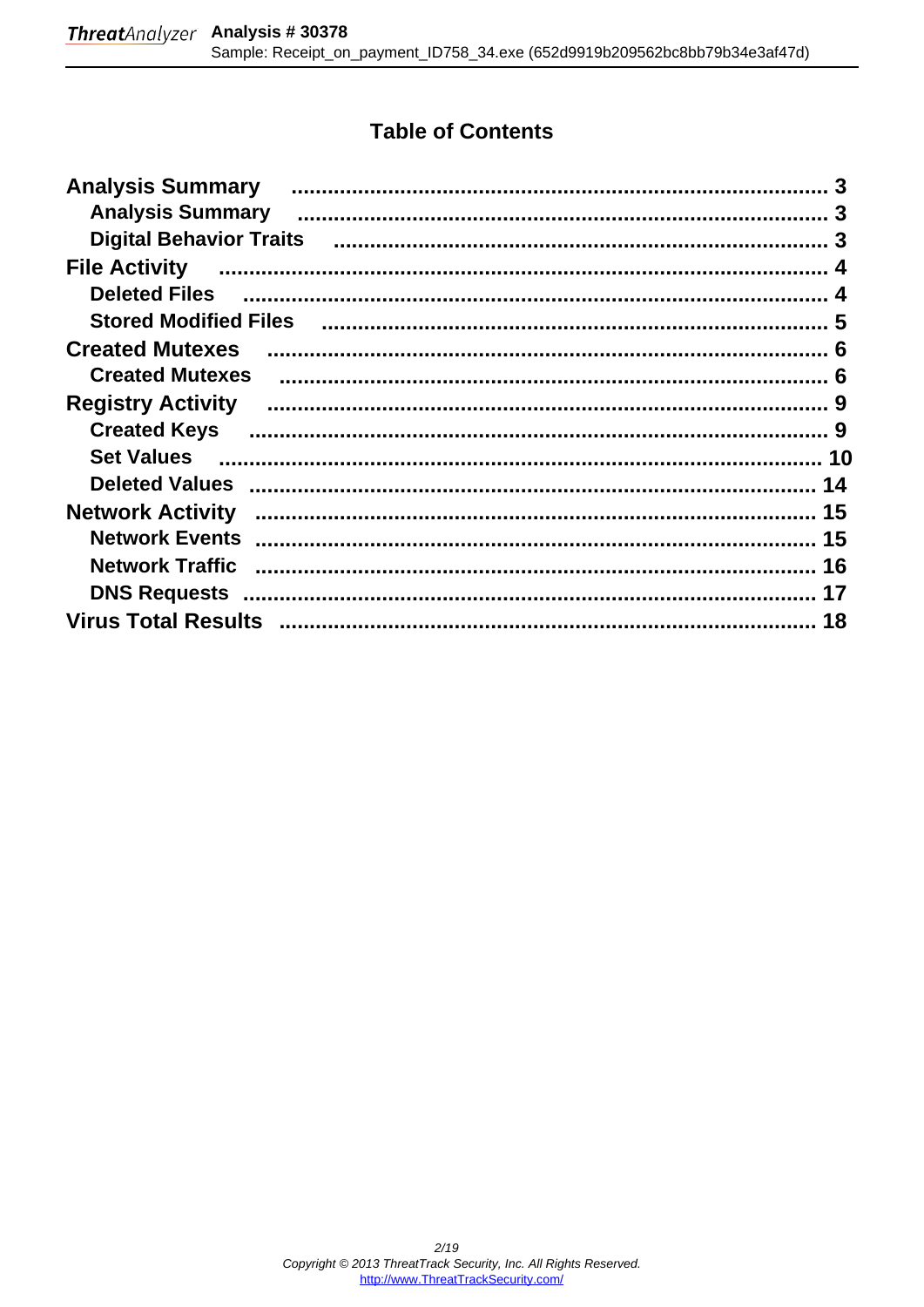# Table of Contents

**Analysis Summary** ........................................................................... 3
- **Analysis Summary** ........................................................................... 3
- **Digital Behavior Traits** ................................................................... 3

**File Activity** ..................................................................................... 4
- **Deleted Files** .................................................................................. 4
- **Stored Modified Files** ...................................................................... 5

**Created Mutexes** ............................................................................... 6
- **Created Mutexes** ............................................................................ 6

**Registry Activity** ............................................................................... 9
- **Created Keys** .................................................................................. 9
- **Set Values** ..................................................................................... 10
- **Deleted Values** .............................................................................. 14

**Network Activity** ............................................................................. 15
- **Network Events** ............................................................................. 15
- **Network Traffic** ............................................................................. 16
- **DNS Requests** ............................................................................... 17

**Virus Total Results** .......................................................................... 18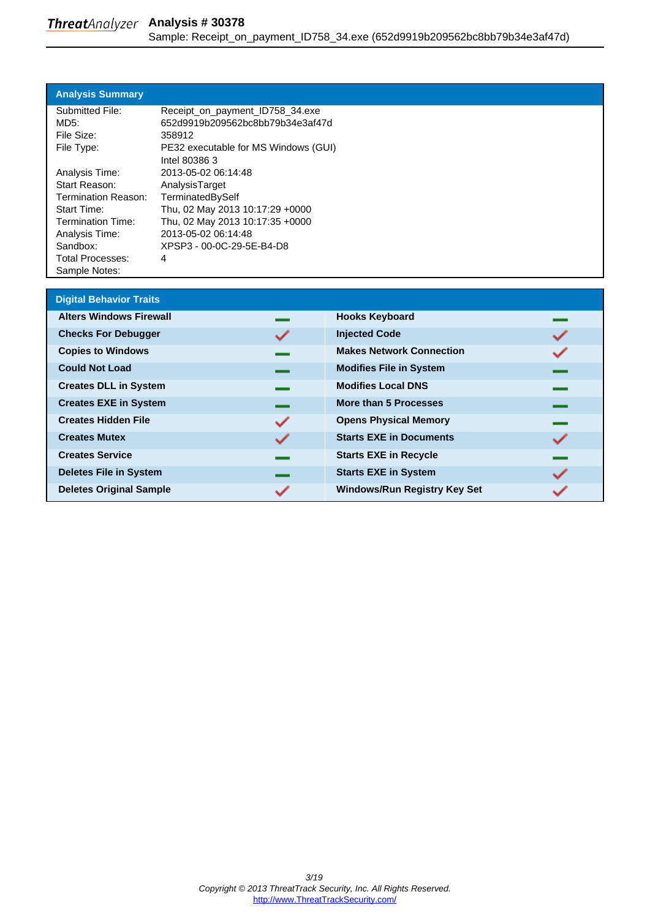## Analysis Summary

| | |
|---|---|
| Submitted File: | Receipt_on_payment_ID758_34.exe |
| MD5: | 652d9919b209562bc8bb79b34e3af47d |
| File Size: | 358912 |
| File Type: | PE32 executable for MS Windows (GUI) Intel 80386 3 |
| Analysis Time: | 2013-05-02 06:14:48 |
| Start Reason: | AnalysisTarget |
| Termination Reason: | TerminatedBySelf |
| Start Time: | Thu, 02 May 2013 10:17:29 +0000 |
| Termination Time: | Thu, 02 May 2013 10:17:35 +0000 |
| Analysis Time: | 2013-05-02 06:14:48 |
| Sandbox: | XPSP3 - 00-0C-29-5E-B4-D8 |
| Total Processes: | 4 |
| Sample Notes: | |

## Digital Behavior Traits

| Trait | Status | Trait | Status |
|---|---|---|---|
| **Alters Windows Firewall** | — | **Hooks Keyboard** | — |
| **Checks For Debugger** | ✓ | **Injected Code** | ✓ |
| **Copies to Windows** | — | **Makes Network Connection** | ✓ |
| **Could Not Load** | — | **Modifies File in System** | — |
| **Creates DLL in System** | — | **Modifies Local DNS** | — |
| **Creates EXE in System** | — | **More than 5 Processes** | — |
| **Creates Hidden File** | ✓ | **Opens Physical Memory** | — |
| **Creates Mutex** | ✓ | **Starts EXE in Documents** | ✓ |
| **Creates Service** | — | **Starts EXE in Recycle** | — |
| **Deletes File in System** | — | **Starts EXE in System** | ✓ |
| **Deletes Original Sample** | ✓ | **Windows/Run Registry Key Set** | ✓ |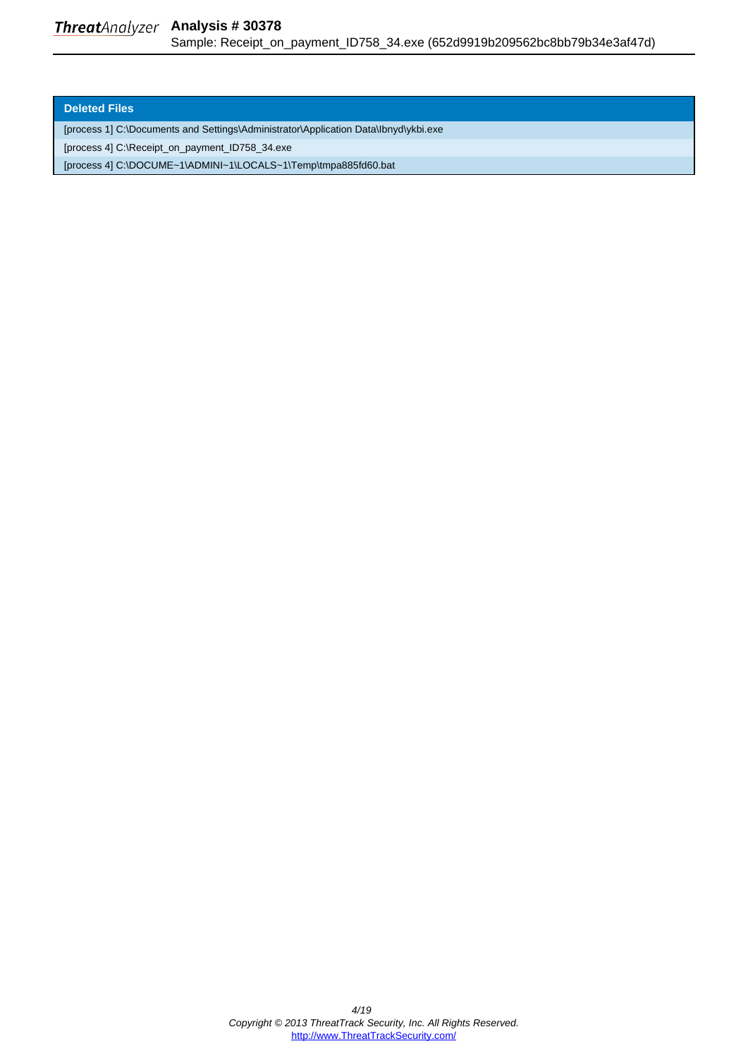| Deleted Files |
| --- |
| [process 1] C:\Documents and Settings\Administrator\Application Data\Ibnyd\ykbi.exe |
| [process 4] C:\Receipt_on_payment_ID758_34.exe |
| [process 4] C:\DOCUME~1\ADMINI~1\LOCALS~1\Temp\tmpa885fd60.bat |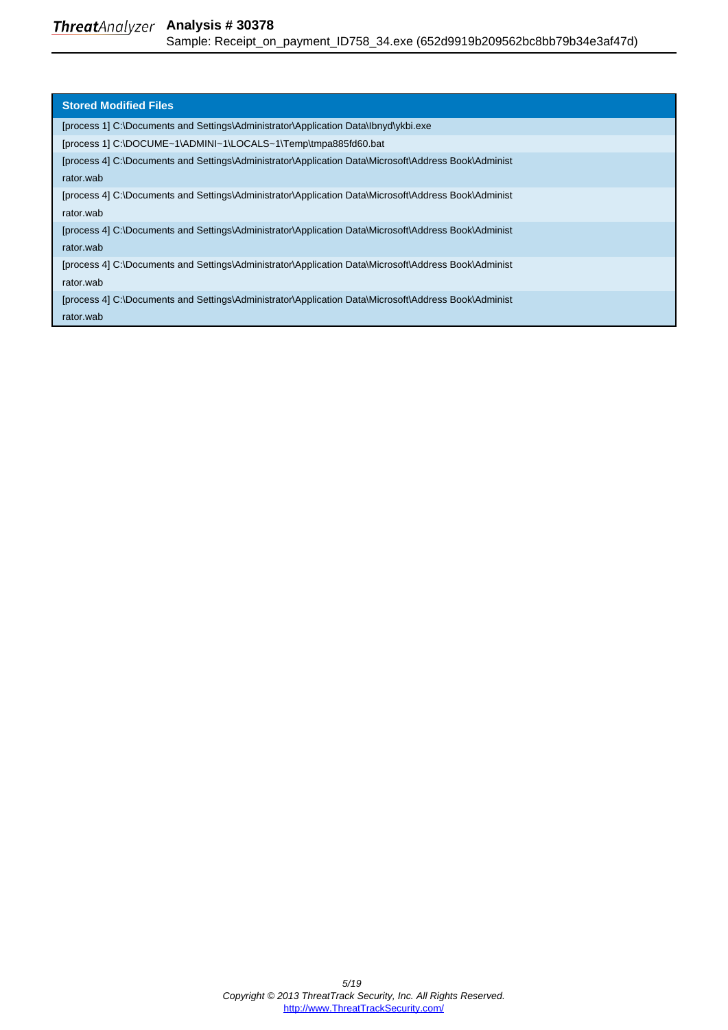| Stored Modified Files |
| --- |
| [process 1] C:\Documents and Settings\Administrator\Application Data\Ibnyd\ykbi.exe |
| [process 1] C:\DOCUME~1\ADMINI~1\LOCALS~1\Temp\tmpa885fd60.bat |
| [process 4] C:\Documents and Settings\Administrator\Application Data\Microsoft\Address Book\Administrator.wab |
| [process 4] C:\Documents and Settings\Administrator\Application Data\Microsoft\Address Book\Administrator.wab |
| [process 4] C:\Documents and Settings\Administrator\Application Data\Microsoft\Address Book\Administrator.wab |
| [process 4] C:\Documents and Settings\Administrator\Application Data\Microsoft\Address Book\Administrator.wab |
| [process 4] C:\Documents and Settings\Administrator\Application Data\Microsoft\Address Book\Administrator.wab |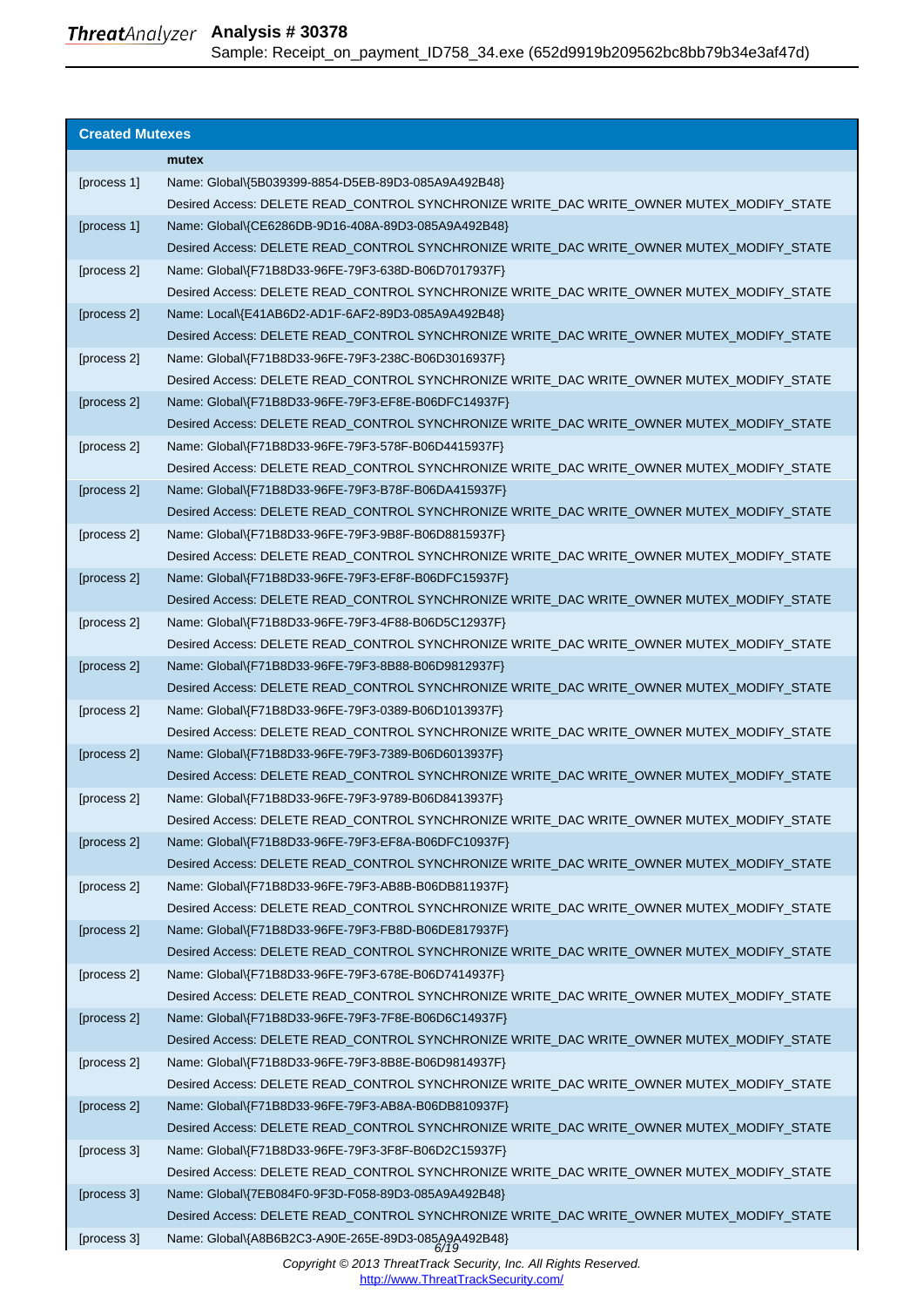## Created Mutexes

| | mutex |
|---|---|
| [process 1] | Name: Global\{5B039399-8854-D5EB-89D3-085A9A492B48}<br>Desired Access: DELETE READ_CONTROL SYNCHRONIZE WRITE_DAC WRITE_OWNER MUTEX_MODIFY_STATE |
| [process 1] | Name: Global\{CE6286DB-9D16-408A-89D3-085A9A492B48}<br>Desired Access: DELETE READ_CONTROL SYNCHRONIZE WRITE_DAC WRITE_OWNER MUTEX_MODIFY_STATE |
| [process 2] | Name: Global\{F71B8D33-96FE-79F3-638D-B06D7017937F}<br>Desired Access: DELETE READ_CONTROL SYNCHRONIZE WRITE_DAC WRITE_OWNER MUTEX_MODIFY_STATE |
| [process 2] | Name: Local\{E41AB6D2-AD1F-6AF2-89D3-085A9A492B48}<br>Desired Access: DELETE READ_CONTROL SYNCHRONIZE WRITE_DAC WRITE_OWNER MUTEX_MODIFY_STATE |
| [process 2] | Name: Global\{F71B8D33-96FE-79F3-238C-B06D3016937F}<br>Desired Access: DELETE READ_CONTROL SYNCHRONIZE WRITE_DAC WRITE_OWNER MUTEX_MODIFY_STATE |
| [process 2] | Name: Global\{F71B8D33-96FE-79F3-EF8E-B06DFC14937F}<br>Desired Access: DELETE READ_CONTROL SYNCHRONIZE WRITE_DAC WRITE_OWNER MUTEX_MODIFY_STATE |
| [process 2] | Name: Global\{F71B8D33-96FE-79F3-578F-B06D4415937F}<br>Desired Access: DELETE READ_CONTROL SYNCHRONIZE WRITE_DAC WRITE_OWNER MUTEX_MODIFY_STATE |
| [process 2] | Name: Global\{F71B8D33-96FE-79F3-B78F-B06DA415937F}<br>Desired Access: DELETE READ_CONTROL SYNCHRONIZE WRITE_DAC WRITE_OWNER MUTEX_MODIFY_STATE |
| [process 2] | Name: Global\{F71B8D33-96FE-79F3-9B8F-B06D8815937F}<br>Desired Access: DELETE READ_CONTROL SYNCHRONIZE WRITE_DAC WRITE_OWNER MUTEX_MODIFY_STATE |
| [process 2] | Name: Global\{F71B8D33-96FE-79F3-EF8F-B06DFC15937F}<br>Desired Access: DELETE READ_CONTROL SYNCHRONIZE WRITE_DAC WRITE_OWNER MUTEX_MODIFY_STATE |
| [process 2] | Name: Global\{F71B8D33-96FE-79F3-4F88-B06D5C12937F}<br>Desired Access: DELETE READ_CONTROL SYNCHRONIZE WRITE_DAC WRITE_OWNER MUTEX_MODIFY_STATE |
| [process 2] | Name: Global\{F71B8D33-96FE-79F3-8B88-B06D9812937F}<br>Desired Access: DELETE READ_CONTROL SYNCHRONIZE WRITE_DAC WRITE_OWNER MUTEX_MODIFY_STATE |
| [process 2] | Name: Global\{F71B8D33-96FE-79F3-0389-B06D1013937F}<br>Desired Access: DELETE READ_CONTROL SYNCHRONIZE WRITE_DAC WRITE_OWNER MUTEX_MODIFY_STATE |
| [process 2] | Name: Global\{F71B8D33-96FE-79F3-7389-B06D6013937F}<br>Desired Access: DELETE READ_CONTROL SYNCHRONIZE WRITE_DAC WRITE_OWNER MUTEX_MODIFY_STATE |
| [process 2] | Name: Global\{F71B8D33-96FE-79F3-9789-B06D8413937F}<br>Desired Access: DELETE READ_CONTROL SYNCHRONIZE WRITE_DAC WRITE_OWNER MUTEX_MODIFY_STATE |
| [process 2] | Name: Global\{F71B8D33-96FE-79F3-EF8A-B06DFC10937F}<br>Desired Access: DELETE READ_CONTROL SYNCHRONIZE WRITE_DAC WRITE_OWNER MUTEX_MODIFY_STATE |
| [process 2] | Name: Global\{F71B8D33-96FE-79F3-AB8B-B06DB811937F}<br>Desired Access: DELETE READ_CONTROL SYNCHRONIZE WRITE_DAC WRITE_OWNER MUTEX_MODIFY_STATE |
| [process 2] | Name: Global\{F71B8D33-96FE-79F3-FB8D-B06DE817937F}<br>Desired Access: DELETE READ_CONTROL SYNCHRONIZE WRITE_DAC WRITE_OWNER MUTEX_MODIFY_STATE |
| [process 2] | Name: Global\{F71B8D33-96FE-79F3-678E-B06D7414937F}<br>Desired Access: DELETE READ_CONTROL SYNCHRONIZE WRITE_DAC WRITE_OWNER MUTEX_MODIFY_STATE |
| [process 2] | Name: Global\{F71B8D33-96FE-79F3-7F8E-B06D6C14937F}<br>Desired Access: DELETE READ_CONTROL SYNCHRONIZE WRITE_DAC WRITE_OWNER MUTEX_MODIFY_STATE |
| [process 2] | Name: Global\{F71B8D33-96FE-79F3-8B8E-B06D9814937F}<br>Desired Access: DELETE READ_CONTROL SYNCHRONIZE WRITE_DAC WRITE_OWNER MUTEX_MODIFY_STATE |
| [process 2] | Name: Global\{F71B8D33-96FE-79F3-AB8A-B06DB810937F}<br>Desired Access: DELETE READ_CONTROL SYNCHRONIZE WRITE_DAC WRITE_OWNER MUTEX_MODIFY_STATE |
| [process 3] | Name: Global\{F71B8D33-96FE-79F3-3F8F-B06D2C15937F}<br>Desired Access: DELETE READ_CONTROL SYNCHRONIZE WRITE_DAC WRITE_OWNER MUTEX_MODIFY_STATE |
| [process 3] | Name: Global\{7EB084F0-9F3D-F058-89D3-085A9A492B48}<br>Desired Access: DELETE READ_CONTROL SYNCHRONIZE WRITE_DAC WRITE_OWNER MUTEX_MODIFY_STATE |
| [process 3] | Name: Global\{A8B6B2C3-A90E-265E-89D3-085A9A492B48} |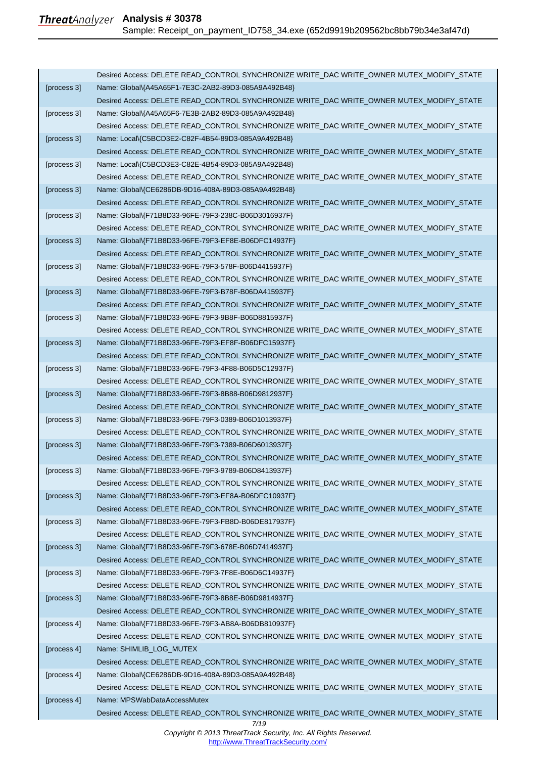| | |
|---|---|
| | Desired Access: DELETE READ_CONTROL SYNCHRONIZE WRITE_DAC WRITE_OWNER MUTEX_MODIFY_STATE |
| [process 3] | Name: Global\{A45A65F1-7E3C-2AB2-89D3-085A9A492B48} |
| | Desired Access: DELETE READ_CONTROL SYNCHRONIZE WRITE_DAC WRITE_OWNER MUTEX_MODIFY_STATE |
| [process 3] | Name: Global\{A45A65F6-7E3B-2AB2-89D3-085A9A492B48} |
| | Desired Access: DELETE READ_CONTROL SYNCHRONIZE WRITE_DAC WRITE_OWNER MUTEX_MODIFY_STATE |
| [process 3] | Name: Local\{C5BCD3E2-C82F-4B54-89D3-085A9A492B48} |
| | Desired Access: DELETE READ_CONTROL SYNCHRONIZE WRITE_DAC WRITE_OWNER MUTEX_MODIFY_STATE |
| [process 3] | Name: Local\{C5BCD3E3-C82E-4B54-89D3-085A9A492B48} |
| | Desired Access: DELETE READ_CONTROL SYNCHRONIZE WRITE_DAC WRITE_OWNER MUTEX_MODIFY_STATE |
| [process 3] | Name: Global\{CE6286DB-9D16-408A-89D3-085A9A492B48} |
| | Desired Access: DELETE READ_CONTROL SYNCHRONIZE WRITE_DAC WRITE_OWNER MUTEX_MODIFY_STATE |
| [process 3] | Name: Global\{F71B8D33-96FE-79F3-238C-B06D3016937F} |
| | Desired Access: DELETE READ_CONTROL SYNCHRONIZE WRITE_DAC WRITE_OWNER MUTEX_MODIFY_STATE |
| [process 3] | Name: Global\{F71B8D33-96FE-79F3-EF8E-B06DFC14937F} |
| | Desired Access: DELETE READ_CONTROL SYNCHRONIZE WRITE_DAC WRITE_OWNER MUTEX_MODIFY_STATE |
| [process 3] | Name: Global\{F71B8D33-96FE-79F3-578F-B06D4415937F} |
| | Desired Access: DELETE READ_CONTROL SYNCHRONIZE WRITE_DAC WRITE_OWNER MUTEX_MODIFY_STATE |
| [process 3] | Name: Global\{F71B8D33-96FE-79F3-B78F-B06DA415937F} |
| | Desired Access: DELETE READ_CONTROL SYNCHRONIZE WRITE_DAC WRITE_OWNER MUTEX_MODIFY_STATE |
| [process 3] | Name: Global\{F71B8D33-96FE-79F3-9B8F-B06D8815937F} |
| | Desired Access: DELETE READ_CONTROL SYNCHRONIZE WRITE_DAC WRITE_OWNER MUTEX_MODIFY_STATE |
| [process 3] | Name: Global\{F71B8D33-96FE-79F3-EF8F-B06DFC15937F} |
| | Desired Access: DELETE READ_CONTROL SYNCHRONIZE WRITE_DAC WRITE_OWNER MUTEX_MODIFY_STATE |
| [process 3] | Name: Global\{F71B8D33-96FE-79F3-4F88-B06D5C12937F} |
| | Desired Access: DELETE READ_CONTROL SYNCHRONIZE WRITE_DAC WRITE_OWNER MUTEX_MODIFY_STATE |
| [process 3] | Name: Global\{F71B8D33-96FE-79F3-8B88-B06D9812937F} |
| | Desired Access: DELETE READ_CONTROL SYNCHRONIZE WRITE_DAC WRITE_OWNER MUTEX_MODIFY_STATE |
| [process 3] | Name: Global\{F71B8D33-96FE-79F3-0389-B06D1013937F} |
| | Desired Access: DELETE READ_CONTROL SYNCHRONIZE WRITE_DAC WRITE_OWNER MUTEX_MODIFY_STATE |
| [process 3] | Name: Global\{F71B8D33-96FE-79F3-7389-B06D6013937F} |
| | Desired Access: DELETE READ_CONTROL SYNCHRONIZE WRITE_DAC WRITE_OWNER MUTEX_MODIFY_STATE |
| [process 3] | Name: Global\{F71B8D33-96FE-79F3-9789-B06D8413937F} |
| | Desired Access: DELETE READ_CONTROL SYNCHRONIZE WRITE_DAC WRITE_OWNER MUTEX_MODIFY_STATE |
| [process 3] | Name: Global\{F71B8D33-96FE-79F3-EF8A-B06DFC10937F} |
| | Desired Access: DELETE READ_CONTROL SYNCHRONIZE WRITE_DAC WRITE_OWNER MUTEX_MODIFY_STATE |
| [process 3] | Name: Global\{F71B8D33-96FE-79F3-FB8D-B06DE817937F} |
| | Desired Access: DELETE READ_CONTROL SYNCHRONIZE WRITE_DAC WRITE_OWNER MUTEX_MODIFY_STATE |
| [process 3] | Name: Global\{F71B8D33-96FE-79F3-678E-B06D7414937F} |
| | Desired Access: DELETE READ_CONTROL SYNCHRONIZE WRITE_DAC WRITE_OWNER MUTEX_MODIFY_STATE |
| [process 3] | Name: Global\{F71B8D33-96FE-79F3-7F8E-B06D6C14937F} |
| | Desired Access: DELETE READ_CONTROL SYNCHRONIZE WRITE_DAC WRITE_OWNER MUTEX_MODIFY_STATE |
| [process 3] | Name: Global\{F71B8D33-96FE-79F3-8B8E-B06D9814937F} |
| | Desired Access: DELETE READ_CONTROL SYNCHRONIZE WRITE_DAC WRITE_OWNER MUTEX_MODIFY_STATE |
| [process 4] | Name: Global\{F71B8D33-96FE-79F3-AB8A-B06DB810937F} |
| | Desired Access: DELETE READ_CONTROL SYNCHRONIZE WRITE_DAC WRITE_OWNER MUTEX_MODIFY_STATE |
| [process 4] | Name: SHIMLIB_LOG_MUTEX |
| | Desired Access: DELETE READ_CONTROL SYNCHRONIZE WRITE_DAC WRITE_OWNER MUTEX_MODIFY_STATE |
| [process 4] | Name: Global\{CE6286DB-9D16-408A-89D3-085A9A492B48} |
| | Desired Access: DELETE READ_CONTROL SYNCHRONIZE WRITE_DAC WRITE_OWNER MUTEX_MODIFY_STATE |
| [process 4] | Name: MPSWabDataAccessMutex |
| | Desired Access: DELETE READ_CONTROL SYNCHRONIZE WRITE_DAC WRITE_OWNER MUTEX_MODIFY_STATE |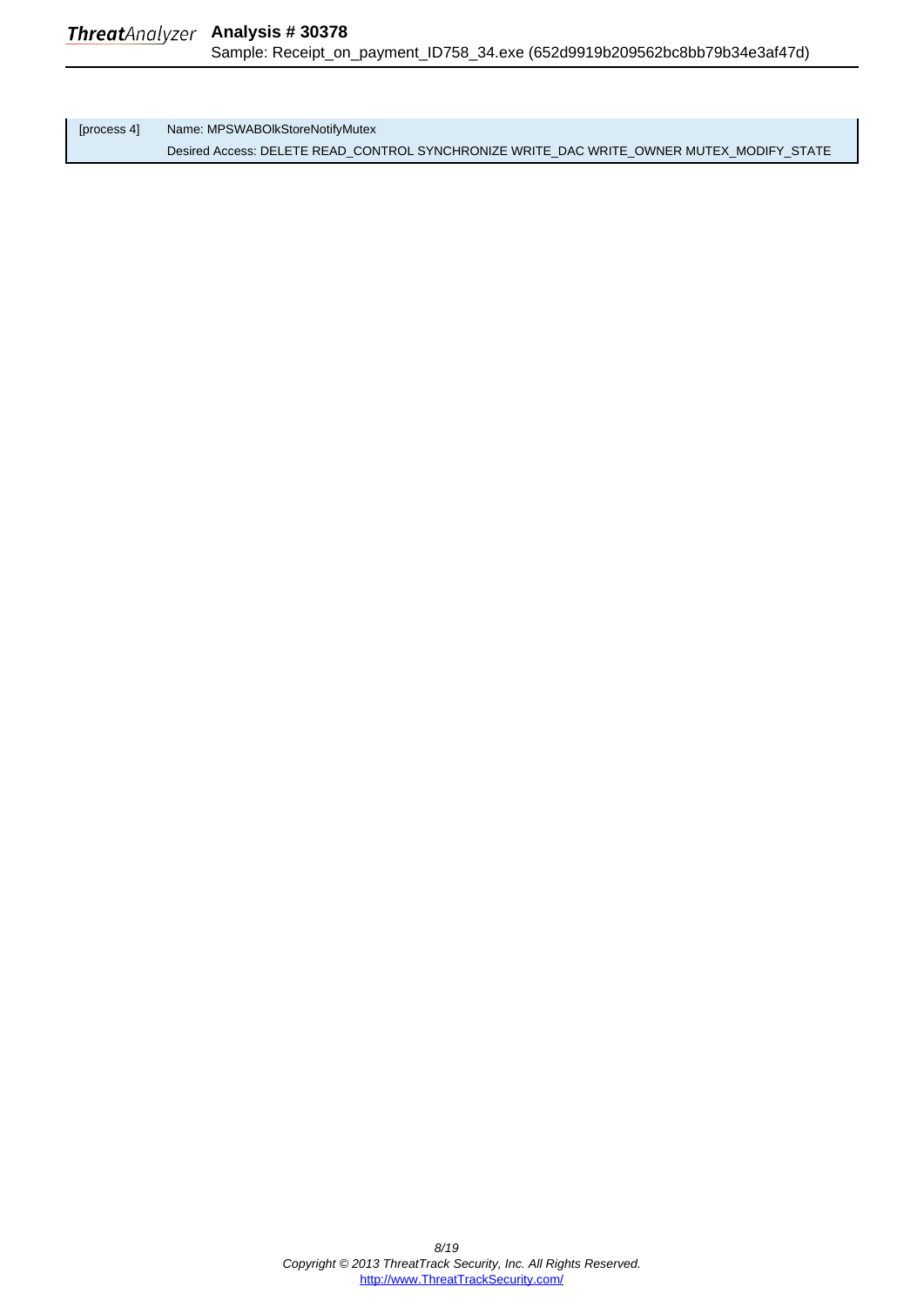| | |
|---|---|
| [process 4] | Name: MPSWABOlkStoreNotifyMutex<br>Desired Access: DELETE READ_CONTROL SYNCHRONIZE WRITE_DAC WRITE_OWNER MUTEX_MODIFY_STATE |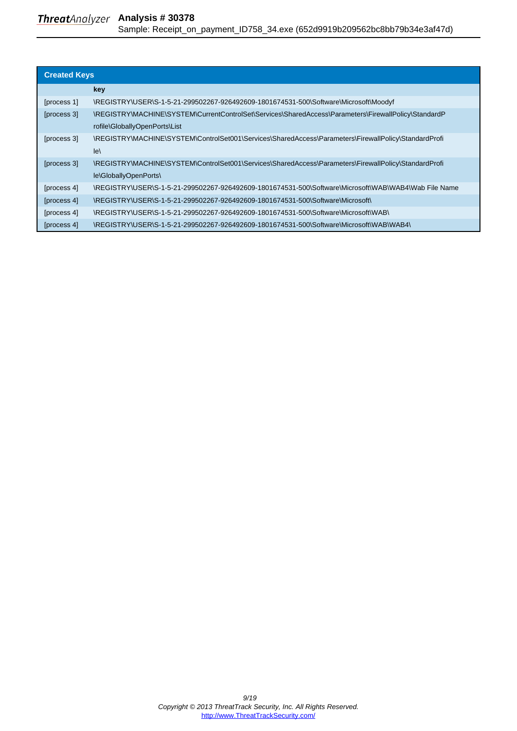## Created Keys

| | key |
|---|---|
| [process 1] | \REGISTRY\USER\S-1-5-21-299502267-926492609-1801674531-500\Software\Microsoft\Moodyf |
| [process 3] | \REGISTRY\MACHINE\SYSTEM\CurrentControlSet\Services\SharedAccess\Parameters\FirewallPolicy\StandardProfile\GloballyOpenPorts\List |
| [process 3] | \REGISTRY\MACHINE\SYSTEM\ControlSet001\Services\SharedAccess\Parameters\FirewallPolicy\StandardProfile\ |
| [process 3] | \REGISTRY\MACHINE\SYSTEM\ControlSet001\Services\SharedAccess\Parameters\FirewallPolicy\StandardProfile\GloballyOpenPorts\ |
| [process 4] | \REGISTRY\USER\S-1-5-21-299502267-926492609-1801674531-500\Software\Microsoft\WAB\WAB4\Wab File Name |
| [process 4] | \REGISTRY\USER\S-1-5-21-299502267-926492609-1801674531-500\Software\Microsoft\ |
| [process 4] | \REGISTRY\USER\S-1-5-21-299502267-926492609-1801674531-500\Software\Microsoft\WAB\ |
| [process 4] | \REGISTRY\USER\S-1-5-21-299502267-926492609-1801674531-500\Software\Microsoft\WAB\WAB4\ |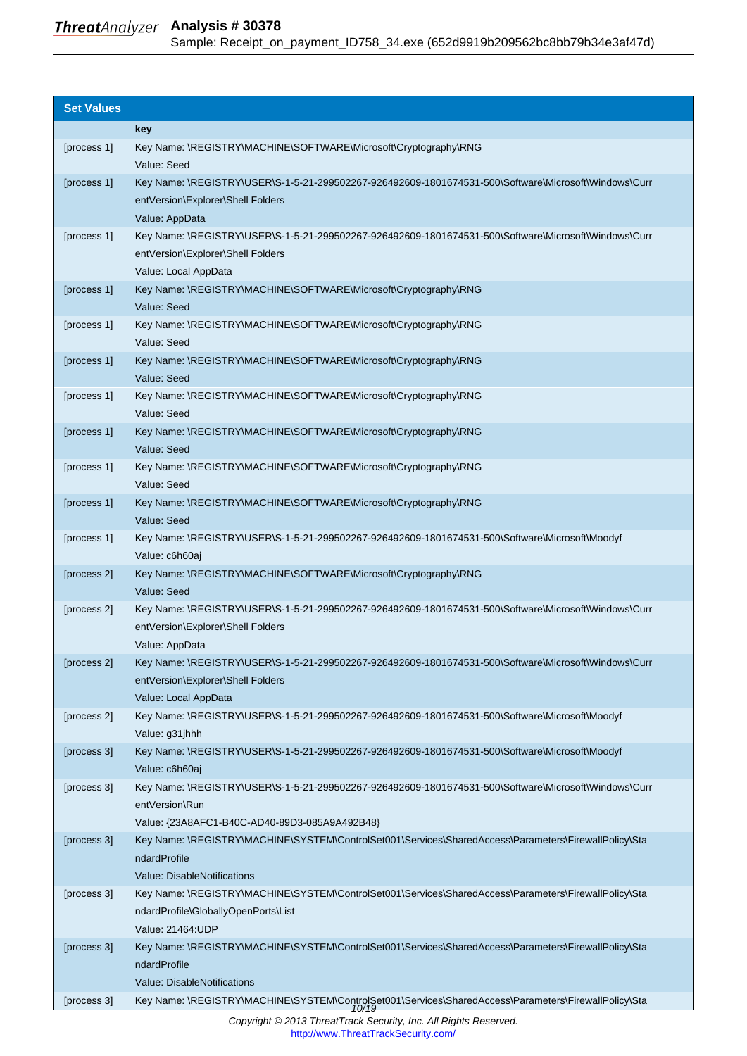| Set Values | |
|---|---|
| | **key** |
| [process 1] | Key Name: \REGISTRY\MACHINE\SOFTWARE\Microsoft\Cryptography\RNG<br>Value: Seed |
| [process 1] | Key Name: \REGISTRY\USER\S-1-5-21-299502267-926492609-1801674531-500\Software\Microsoft\Windows\CurrentVersion\Explorer\Shell Folders<br>Value: AppData |
| [process 1] | Key Name: \REGISTRY\USER\S-1-5-21-299502267-926492609-1801674531-500\Software\Microsoft\Windows\CurrentVersion\Explorer\Shell Folders<br>Value: Local AppData |
| [process 1] | Key Name: \REGISTRY\MACHINE\SOFTWARE\Microsoft\Cryptography\RNG<br>Value: Seed |
| [process 1] | Key Name: \REGISTRY\MACHINE\SOFTWARE\Microsoft\Cryptography\RNG<br>Value: Seed |
| [process 1] | Key Name: \REGISTRY\MACHINE\SOFTWARE\Microsoft\Cryptography\RNG<br>Value: Seed |
| [process 1] | Key Name: \REGISTRY\MACHINE\SOFTWARE\Microsoft\Cryptography\RNG<br>Value: Seed |
| [process 1] | Key Name: \REGISTRY\MACHINE\SOFTWARE\Microsoft\Cryptography\RNG<br>Value: Seed |
| [process 1] | Key Name: \REGISTRY\MACHINE\SOFTWARE\Microsoft\Cryptography\RNG<br>Value: Seed |
| [process 1] | Key Name: \REGISTRY\MACHINE\SOFTWARE\Microsoft\Cryptography\RNG<br>Value: Seed |
| [process 1] | Key Name: \REGISTRY\USER\S-1-5-21-299502267-926492609-1801674531-500\Software\Microsoft\Moodyf<br>Value: c6h60aj |
| [process 2] | Key Name: \REGISTRY\MACHINE\SOFTWARE\Microsoft\Cryptography\RNG<br>Value: Seed |
| [process 2] | Key Name: \REGISTRY\USER\S-1-5-21-299502267-926492609-1801674531-500\Software\Microsoft\Windows\CurrentVersion\Explorer\Shell Folders<br>Value: AppData |
| [process 2] | Key Name: \REGISTRY\USER\S-1-5-21-299502267-926492609-1801674531-500\Software\Microsoft\Windows\CurrentVersion\Explorer\Shell Folders<br>Value: Local AppData |
| [process 2] | Key Name: \REGISTRY\USER\S-1-5-21-299502267-926492609-1801674531-500\Software\Microsoft\Moodyf<br>Value: g31jhhh |
| [process 3] | Key Name: \REGISTRY\USER\S-1-5-21-299502267-926492609-1801674531-500\Software\Microsoft\Moodyf<br>Value: c6h60aj |
| [process 3] | Key Name: \REGISTRY\USER\S-1-5-21-299502267-926492609-1801674531-500\Software\Microsoft\Windows\CurrentVersion\Run<br>Value: {23A8AFC1-B40C-AD40-89D3-085A9A492B48} |
| [process 3] | Key Name: \REGISTRY\MACHINE\SYSTEM\ControlSet001\Services\SharedAccess\Parameters\FirewallPolicy\StandardProfile<br>Value: DisableNotifications |
| [process 3] | Key Name: \REGISTRY\MACHINE\SYSTEM\ControlSet001\Services\SharedAccess\Parameters\FirewallPolicy\StandardProfile\GloballyOpenPorts\List<br>Value: 21464:UDP |
| [process 3] | Key Name: \REGISTRY\MACHINE\SYSTEM\ControlSet001\Services\SharedAccess\Parameters\FirewallPolicy\StandardProfile<br>Value: DisableNotifications |
| [process 3] | Key Name: \REGISTRY\MACHINE\SYSTEM\ControlSet001\Services\SharedAccess\Parameters\FirewallPolicy\Sta |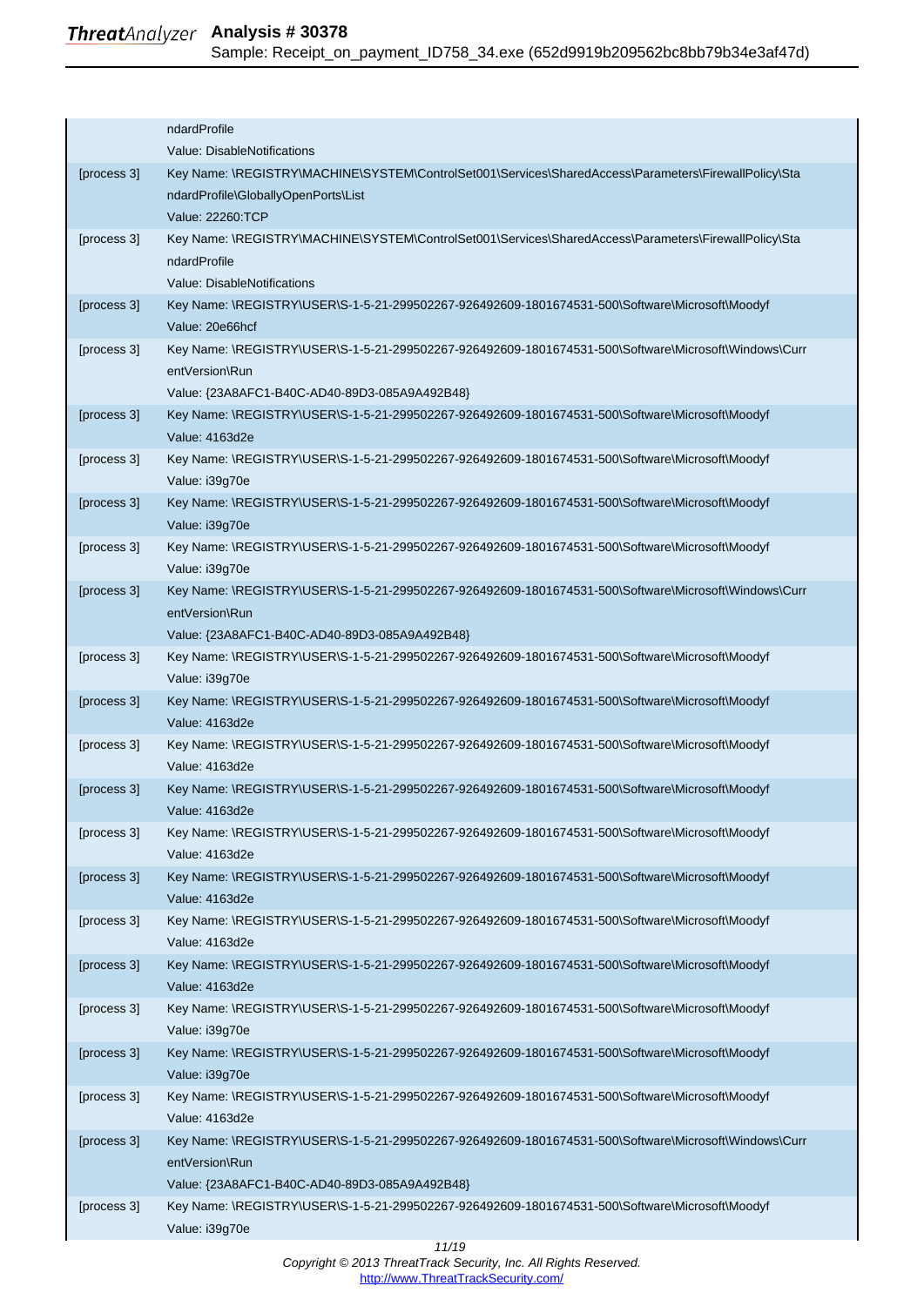| | |
|---|---|
| | ndardProfile<br>Value: DisableNotifications |
| [process 3] | Key Name: \REGISTRY\MACHINE\SYSTEM\ControlSet001\Services\SharedAccess\Parameters\FirewallPolicy\StandardProfile\GloballyOpenPorts\List<br>Value: 22260:TCP |
| [process 3] | Key Name: \REGISTRY\MACHINE\SYSTEM\ControlSet001\Services\SharedAccess\Parameters\FirewallPolicy\StandardProfile<br>Value: DisableNotifications |
| [process 3] | Key Name: \REGISTRY\USER\S-1-5-21-299502267-926492609-1801674531-500\Software\Microsoft\Moodyf<br>Value: 20e66hcf |
| [process 3] | Key Name: \REGISTRY\USER\S-1-5-21-299502267-926492609-1801674531-500\Software\Microsoft\Windows\CurrentVersion\Run<br>Value: {23A8AFC1-B40C-AD40-89D3-085A9A492B48} |
| [process 3] | Key Name: \REGISTRY\USER\S-1-5-21-299502267-926492609-1801674531-500\Software\Microsoft\Moodyf<br>Value: 4163d2e |
| [process 3] | Key Name: \REGISTRY\USER\S-1-5-21-299502267-926492609-1801674531-500\Software\Microsoft\Moodyf<br>Value: i39g70e |
| [process 3] | Key Name: \REGISTRY\USER\S-1-5-21-299502267-926492609-1801674531-500\Software\Microsoft\Moodyf<br>Value: i39g70e |
| [process 3] | Key Name: \REGISTRY\USER\S-1-5-21-299502267-926492609-1801674531-500\Software\Microsoft\Moodyf<br>Value: i39g70e |
| [process 3] | Key Name: \REGISTRY\USER\S-1-5-21-299502267-926492609-1801674531-500\Software\Microsoft\Windows\CurrentVersion\Run<br>Value: {23A8AFC1-B40C-AD40-89D3-085A9A492B48} |
| [process 3] | Key Name: \REGISTRY\USER\S-1-5-21-299502267-926492609-1801674531-500\Software\Microsoft\Moodyf<br>Value: i39g70e |
| [process 3] | Key Name: \REGISTRY\USER\S-1-5-21-299502267-926492609-1801674531-500\Software\Microsoft\Moodyf<br>Value: 4163d2e |
| [process 3] | Key Name: \REGISTRY\USER\S-1-5-21-299502267-926492609-1801674531-500\Software\Microsoft\Moodyf<br>Value: 4163d2e |
| [process 3] | Key Name: \REGISTRY\USER\S-1-5-21-299502267-926492609-1801674531-500\Software\Microsoft\Moodyf<br>Value: 4163d2e |
| [process 3] | Key Name: \REGISTRY\USER\S-1-5-21-299502267-926492609-1801674531-500\Software\Microsoft\Moodyf<br>Value: 4163d2e |
| [process 3] | Key Name: \REGISTRY\USER\S-1-5-21-299502267-926492609-1801674531-500\Software\Microsoft\Moodyf<br>Value: 4163d2e |
| [process 3] | Key Name: \REGISTRY\USER\S-1-5-21-299502267-926492609-1801674531-500\Software\Microsoft\Moodyf<br>Value: 4163d2e |
| [process 3] | Key Name: \REGISTRY\USER\S-1-5-21-299502267-926492609-1801674531-500\Software\Microsoft\Moodyf<br>Value: 4163d2e |
| [process 3] | Key Name: \REGISTRY\USER\S-1-5-21-299502267-926492609-1801674531-500\Software\Microsoft\Moodyf<br>Value: i39g70e |
| [process 3] | Key Name: \REGISTRY\USER\S-1-5-21-299502267-926492609-1801674531-500\Software\Microsoft\Moodyf<br>Value: i39g70e |
| [process 3] | Key Name: \REGISTRY\USER\S-1-5-21-299502267-926492609-1801674531-500\Software\Microsoft\Moodyf<br>Value: 4163d2e |
| [process 3] | Key Name: \REGISTRY\USER\S-1-5-21-299502267-926492609-1801674531-500\Software\Microsoft\Windows\CurrentVersion\Run<br>Value: {23A8AFC1-B40C-AD40-89D3-085A9A492B48} |
| [process 3] | Key Name: \REGISTRY\USER\S-1-5-21-299502267-926492609-1801674531-500\Software\Microsoft\Moodyf<br>Value: i39g70e |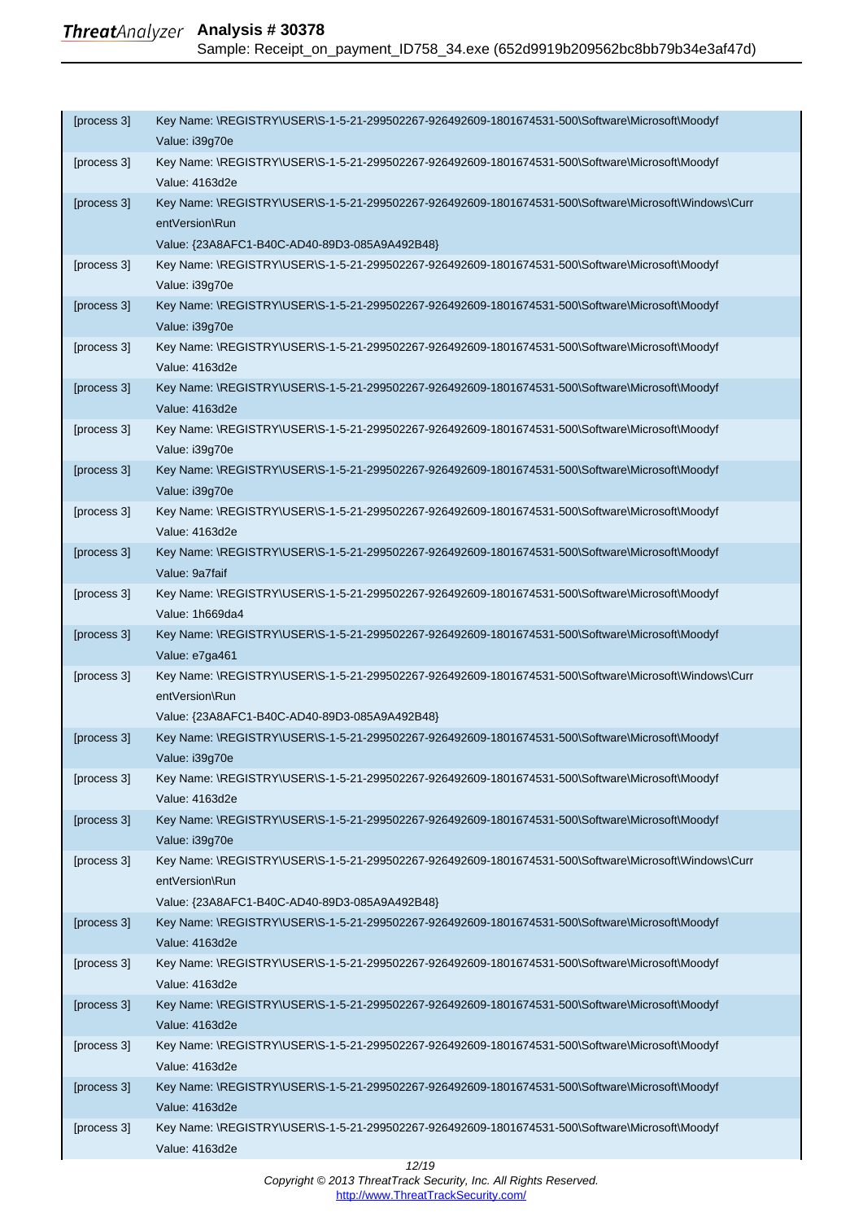| | |
|---|---|
| [process 3] | Key Name: \REGISTRY\USER\S-1-5-21-299502267-926492609-1801674531-500\Software\Microsoft\Moodyf<br>Value: i39g70e |
| [process 3] | Key Name: \REGISTRY\USER\S-1-5-21-299502267-926492609-1801674531-500\Software\Microsoft\Moodyf<br>Value: 4163d2e |
| [process 3] | Key Name: \REGISTRY\USER\S-1-5-21-299502267-926492609-1801674531-500\Software\Microsoft\Windows\CurrentVersion\Run<br>Value: {23A8AFC1-B40C-AD40-89D3-085A9A492B48} |
| [process 3] | Key Name: \REGISTRY\USER\S-1-5-21-299502267-926492609-1801674531-500\Software\Microsoft\Moodyf<br>Value: i39g70e |
| [process 3] | Key Name: \REGISTRY\USER\S-1-5-21-299502267-926492609-1801674531-500\Software\Microsoft\Moodyf<br>Value: i39g70e |
| [process 3] | Key Name: \REGISTRY\USER\S-1-5-21-299502267-926492609-1801674531-500\Software\Microsoft\Moodyf<br>Value: 4163d2e |
| [process 3] | Key Name: \REGISTRY\USER\S-1-5-21-299502267-926492609-1801674531-500\Software\Microsoft\Moodyf<br>Value: 4163d2e |
| [process 3] | Key Name: \REGISTRY\USER\S-1-5-21-299502267-926492609-1801674531-500\Software\Microsoft\Moodyf<br>Value: i39g70e |
| [process 3] | Key Name: \REGISTRY\USER\S-1-5-21-299502267-926492609-1801674531-500\Software\Microsoft\Moodyf<br>Value: i39g70e |
| [process 3] | Key Name: \REGISTRY\USER\S-1-5-21-299502267-926492609-1801674531-500\Software\Microsoft\Moodyf<br>Value: 4163d2e |
| [process 3] | Key Name: \REGISTRY\USER\S-1-5-21-299502267-926492609-1801674531-500\Software\Microsoft\Moodyf<br>Value: 9a7faif |
| [process 3] | Key Name: \REGISTRY\USER\S-1-5-21-299502267-926492609-1801674531-500\Software\Microsoft\Moodyf<br>Value: 1h669da4 |
| [process 3] | Key Name: \REGISTRY\USER\S-1-5-21-299502267-926492609-1801674531-500\Software\Microsoft\Moodyf<br>Value: e7ga461 |
| [process 3] | Key Name: \REGISTRY\USER\S-1-5-21-299502267-926492609-1801674531-500\Software\Microsoft\Windows\CurrentVersion\Run<br>Value: {23A8AFC1-B40C-AD40-89D3-085A9A492B48} |
| [process 3] | Key Name: \REGISTRY\USER\S-1-5-21-299502267-926492609-1801674531-500\Software\Microsoft\Moodyf<br>Value: i39g70e |
| [process 3] | Key Name: \REGISTRY\USER\S-1-5-21-299502267-926492609-1801674531-500\Software\Microsoft\Moodyf<br>Value: 4163d2e |
| [process 3] | Key Name: \REGISTRY\USER\S-1-5-21-299502267-926492609-1801674531-500\Software\Microsoft\Moodyf<br>Value: i39g70e |
| [process 3] | Key Name: \REGISTRY\USER\S-1-5-21-299502267-926492609-1801674531-500\Software\Microsoft\Windows\CurrentVersion\Run<br>Value: {23A8AFC1-B40C-AD40-89D3-085A9A492B48} |
| [process 3] | Key Name: \REGISTRY\USER\S-1-5-21-299502267-926492609-1801674531-500\Software\Microsoft\Moodyf<br>Value: 4163d2e |
| [process 3] | Key Name: \REGISTRY\USER\S-1-5-21-299502267-926492609-1801674531-500\Software\Microsoft\Moodyf<br>Value: 4163d2e |
| [process 3] | Key Name: \REGISTRY\USER\S-1-5-21-299502267-926492609-1801674531-500\Software\Microsoft\Moodyf<br>Value: 4163d2e |
| [process 3] | Key Name: \REGISTRY\USER\S-1-5-21-299502267-926492609-1801674531-500\Software\Microsoft\Moodyf<br>Value: 4163d2e |
| [process 3] | Key Name: \REGISTRY\USER\S-1-5-21-299502267-926492609-1801674531-500\Software\Microsoft\Moodyf<br>Value: 4163d2e |
| [process 3] | Key Name: \REGISTRY\USER\S-1-5-21-299502267-926492609-1801674531-500\Software\Microsoft\Moodyf<br>Value: 4163d2e |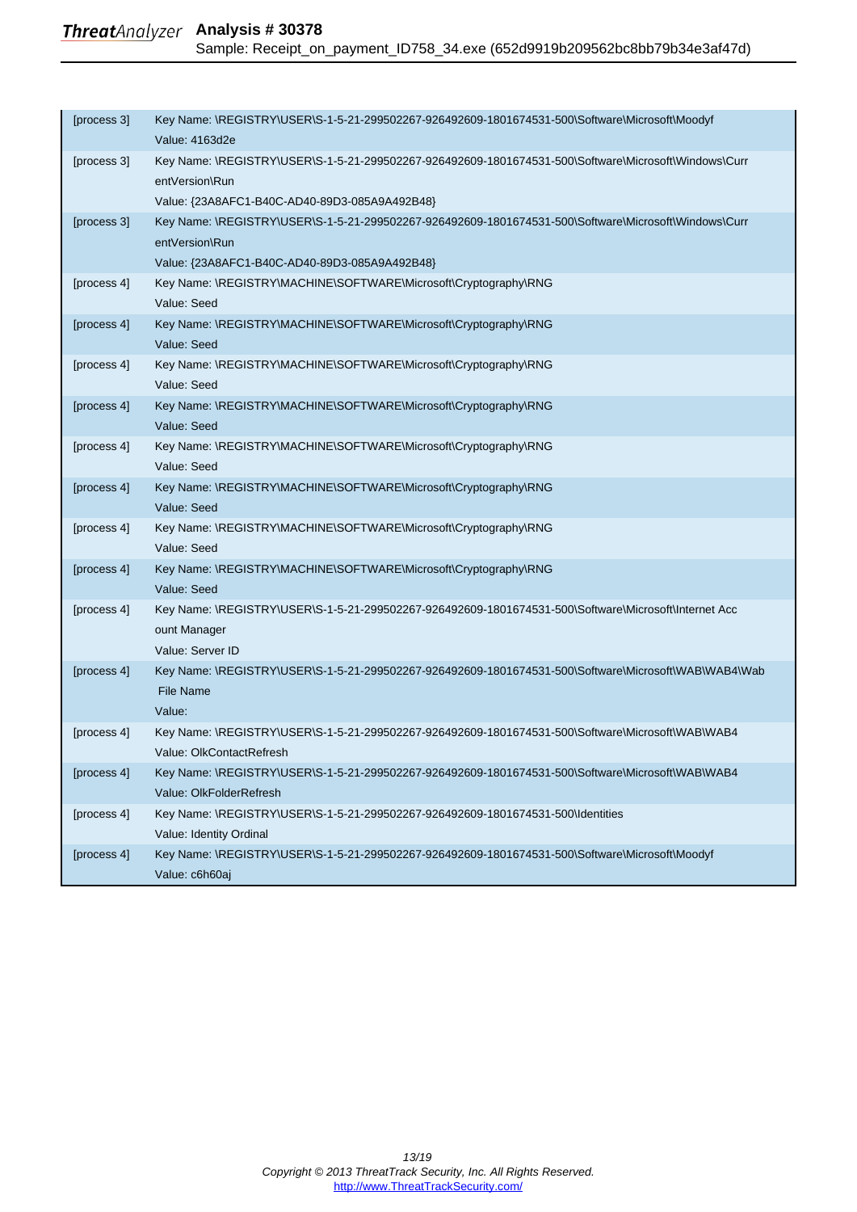| | |
|---|---|
| [process 3] | Key Name: \REGISTRY\USER\S-1-5-21-299502267-926492609-1801674531-500\Software\Microsoft\Moodyf<br>Value: 4163d2e |
| [process 3] | Key Name: \REGISTRY\USER\S-1-5-21-299502267-926492609-1801674531-500\Software\Microsoft\Windows\CurrentVersion\Run<br>Value: {23A8AFC1-B40C-AD40-89D3-085A9A492B48} |
| [process 3] | Key Name: \REGISTRY\USER\S-1-5-21-299502267-926492609-1801674531-500\Software\Microsoft\Windows\CurrentVersion\Run<br>Value: {23A8AFC1-B40C-AD40-89D3-085A9A492B48} |
| [process 4] | Key Name: \REGISTRY\MACHINE\SOFTWARE\Microsoft\Cryptography\RNG<br>Value: Seed |
| [process 4] | Key Name: \REGISTRY\MACHINE\SOFTWARE\Microsoft\Cryptography\RNG<br>Value: Seed |
| [process 4] | Key Name: \REGISTRY\MACHINE\SOFTWARE\Microsoft\Cryptography\RNG<br>Value: Seed |
| [process 4] | Key Name: \REGISTRY\MACHINE\SOFTWARE\Microsoft\Cryptography\RNG<br>Value: Seed |
| [process 4] | Key Name: \REGISTRY\MACHINE\SOFTWARE\Microsoft\Cryptography\RNG<br>Value: Seed |
| [process 4] | Key Name: \REGISTRY\MACHINE\SOFTWARE\Microsoft\Cryptography\RNG<br>Value: Seed |
| [process 4] | Key Name: \REGISTRY\MACHINE\SOFTWARE\Microsoft\Cryptography\RNG<br>Value: Seed |
| [process 4] | Key Name: \REGISTRY\MACHINE\SOFTWARE\Microsoft\Cryptography\RNG<br>Value: Seed |
| [process 4] | Key Name: \REGISTRY\USER\S-1-5-21-299502267-926492609-1801674531-500\Software\Microsoft\Internet Account Manager<br>Value: Server ID |
| [process 4] | Key Name: \REGISTRY\USER\S-1-5-21-299502267-926492609-1801674531-500\Software\Microsoft\WAB\WAB4\Wab File Name<br>Value: |
| [process 4] | Key Name: \REGISTRY\USER\S-1-5-21-299502267-926492609-1801674531-500\Software\Microsoft\WAB\WAB4<br>Value: OlkContactRefresh |
| [process 4] | Key Name: \REGISTRY\USER\S-1-5-21-299502267-926492609-1801674531-500\Software\Microsoft\WAB\WAB4<br>Value: OlkFolderRefresh |
| [process 4] | Key Name: \REGISTRY\USER\S-1-5-21-299502267-926492609-1801674531-500\Identities<br>Value: Identity Ordinal |
| [process 4] | Key Name: \REGISTRY\USER\S-1-5-21-299502267-926492609-1801674531-500\Software\Microsoft\Moodyf<br>Value: c6h60aj |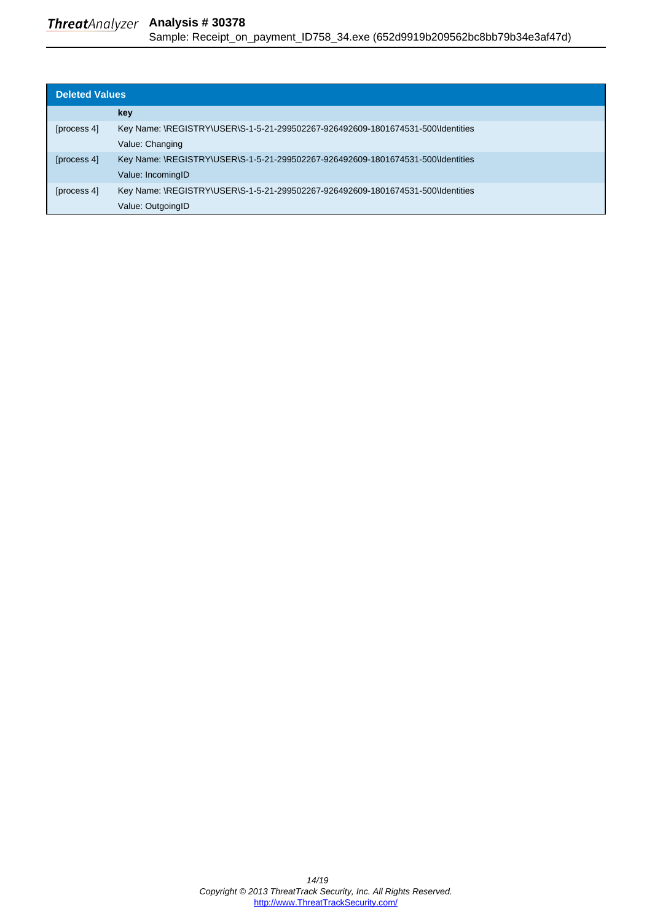## Deleted Values

| | key |
|---|---|
| [process 4] | Key Name: \REGISTRY\USER\S-1-5-21-299502267-926492609-1801674531-500\Identities<br>Value: Changing |
| [process 4] | Key Name: \REGISTRY\USER\S-1-5-21-299502267-926492609-1801674531-500\Identities<br>Value: IncomingID |
| [process 4] | Key Name: \REGISTRY\USER\S-1-5-21-299502267-926492609-1801674531-500\Identities<br>Value: OutgoingID |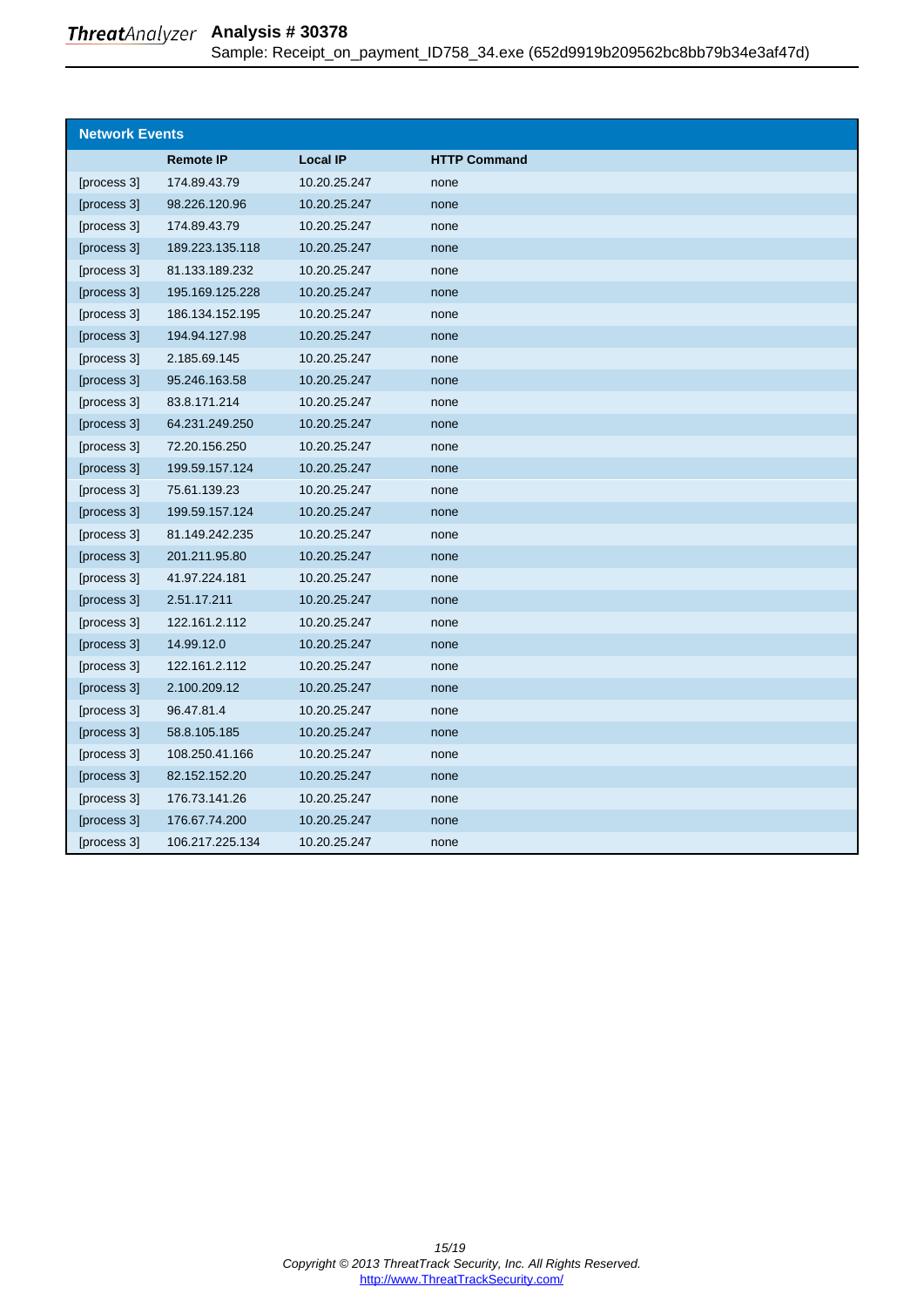## Network Events

| | Remote IP | Local IP | HTTP Command |
|---|---|---|---|
| [process 3] | 174.89.43.79 | 10.20.25.247 | none |
| [process 3] | 98.226.120.96 | 10.20.25.247 | none |
| [process 3] | 174.89.43.79 | 10.20.25.247 | none |
| [process 3] | 189.223.135.118 | 10.20.25.247 | none |
| [process 3] | 81.133.189.232 | 10.20.25.247 | none |
| [process 3] | 195.169.125.228 | 10.20.25.247 | none |
| [process 3] | 186.134.152.195 | 10.20.25.247 | none |
| [process 3] | 194.94.127.98 | 10.20.25.247 | none |
| [process 3] | 2.185.69.145 | 10.20.25.247 | none |
| [process 3] | 95.246.163.58 | 10.20.25.247 | none |
| [process 3] | 83.8.171.214 | 10.20.25.247 | none |
| [process 3] | 64.231.249.250 | 10.20.25.247 | none |
| [process 3] | 72.20.156.250 | 10.20.25.247 | none |
| [process 3] | 199.59.157.124 | 10.20.25.247 | none |
| [process 3] | 75.61.139.23 | 10.20.25.247 | none |
| [process 3] | 199.59.157.124 | 10.20.25.247 | none |
| [process 3] | 81.149.242.235 | 10.20.25.247 | none |
| [process 3] | 201.211.95.80 | 10.20.25.247 | none |
| [process 3] | 41.97.224.181 | 10.20.25.247 | none |
| [process 3] | 2.51.17.211 | 10.20.25.247 | none |
| [process 3] | 122.161.2.112 | 10.20.25.247 | none |
| [process 3] | 14.99.12.0 | 10.20.25.247 | none |
| [process 3] | 122.161.2.112 | 10.20.25.247 | none |
| [process 3] | 2.100.209.12 | 10.20.25.247 | none |
| [process 3] | 96.47.81.4 | 10.20.25.247 | none |
| [process 3] | 58.8.105.185 | 10.20.25.247 | none |
| [process 3] | 108.250.41.166 | 10.20.25.247 | none |
| [process 3] | 82.152.152.20 | 10.20.25.247 | none |
| [process 3] | 176.73.141.26 | 10.20.25.247 | none |
| [process 3] | 176.67.74.200 | 10.20.25.247 | none |
| [process 3] | 106.217.225.134 | 10.20.25.247 | none |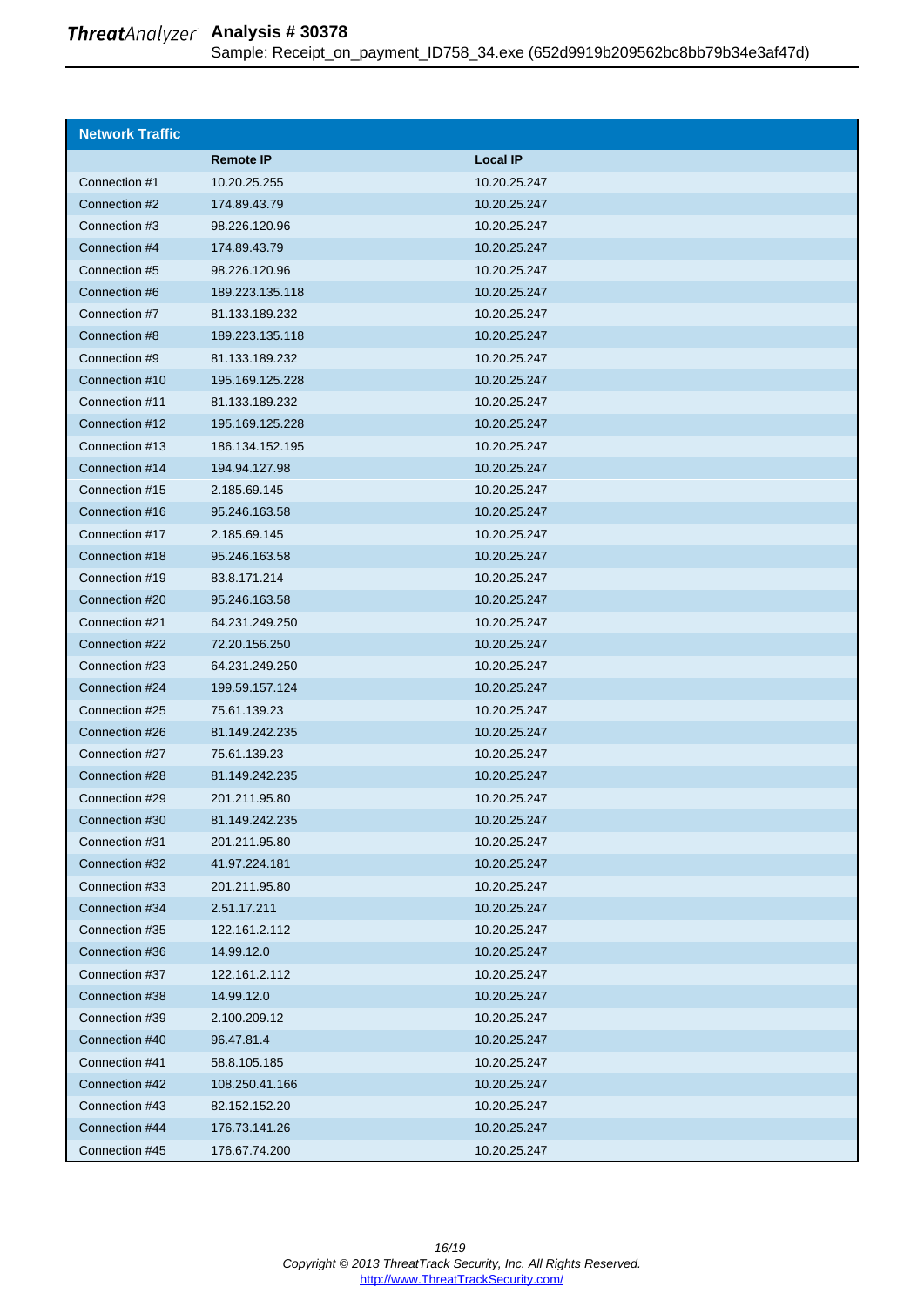## Network Traffic

| | Remote IP | Local IP |
|---|---|---|
| Connection #1 | 10.20.25.255 | 10.20.25.247 |
| Connection #2 | 174.89.43.79 | 10.20.25.247 |
| Connection #3 | 98.226.120.96 | 10.20.25.247 |
| Connection #4 | 174.89.43.79 | 10.20.25.247 |
| Connection #5 | 98.226.120.96 | 10.20.25.247 |
| Connection #6 | 189.223.135.118 | 10.20.25.247 |
| Connection #7 | 81.133.189.232 | 10.20.25.247 |
| Connection #8 | 189.223.135.118 | 10.20.25.247 |
| Connection #9 | 81.133.189.232 | 10.20.25.247 |
| Connection #10 | 195.169.125.228 | 10.20.25.247 |
| Connection #11 | 81.133.189.232 | 10.20.25.247 |
| Connection #12 | 195.169.125.228 | 10.20.25.247 |
| Connection #13 | 186.134.152.195 | 10.20.25.247 |
| Connection #14 | 194.94.127.98 | 10.20.25.247 |
| Connection #15 | 2.185.69.145 | 10.20.25.247 |
| Connection #16 | 95.246.163.58 | 10.20.25.247 |
| Connection #17 | 2.185.69.145 | 10.20.25.247 |
| Connection #18 | 95.246.163.58 | 10.20.25.247 |
| Connection #19 | 83.8.171.214 | 10.20.25.247 |
| Connection #20 | 95.246.163.58 | 10.20.25.247 |
| Connection #21 | 64.231.249.250 | 10.20.25.247 |
| Connection #22 | 72.20.156.250 | 10.20.25.247 |
| Connection #23 | 64.231.249.250 | 10.20.25.247 |
| Connection #24 | 199.59.157.124 | 10.20.25.247 |
| Connection #25 | 75.61.139.23 | 10.20.25.247 |
| Connection #26 | 81.149.242.235 | 10.20.25.247 |
| Connection #27 | 75.61.139.23 | 10.20.25.247 |
| Connection #28 | 81.149.242.235 | 10.20.25.247 |
| Connection #29 | 201.211.95.80 | 10.20.25.247 |
| Connection #30 | 81.149.242.235 | 10.20.25.247 |
| Connection #31 | 201.211.95.80 | 10.20.25.247 |
| Connection #32 | 41.97.224.181 | 10.20.25.247 |
| Connection #33 | 201.211.95.80 | 10.20.25.247 |
| Connection #34 | 2.51.17.211 | 10.20.25.247 |
| Connection #35 | 122.161.2.112 | 10.20.25.247 |
| Connection #36 | 14.99.12.0 | 10.20.25.247 |
| Connection #37 | 122.161.2.112 | 10.20.25.247 |
| Connection #38 | 14.99.12.0 | 10.20.25.247 |
| Connection #39 | 2.100.209.12 | 10.20.25.247 |
| Connection #40 | 96.47.81.4 | 10.20.25.247 |
| Connection #41 | 58.8.105.185 | 10.20.25.247 |
| Connection #42 | 108.250.41.166 | 10.20.25.247 |
| Connection #43 | 82.152.152.20 | 10.20.25.247 |
| Connection #44 | 176.73.141.26 | 10.20.25.247 |
| Connection #45 | 176.67.74.200 | 10.20.25.247 |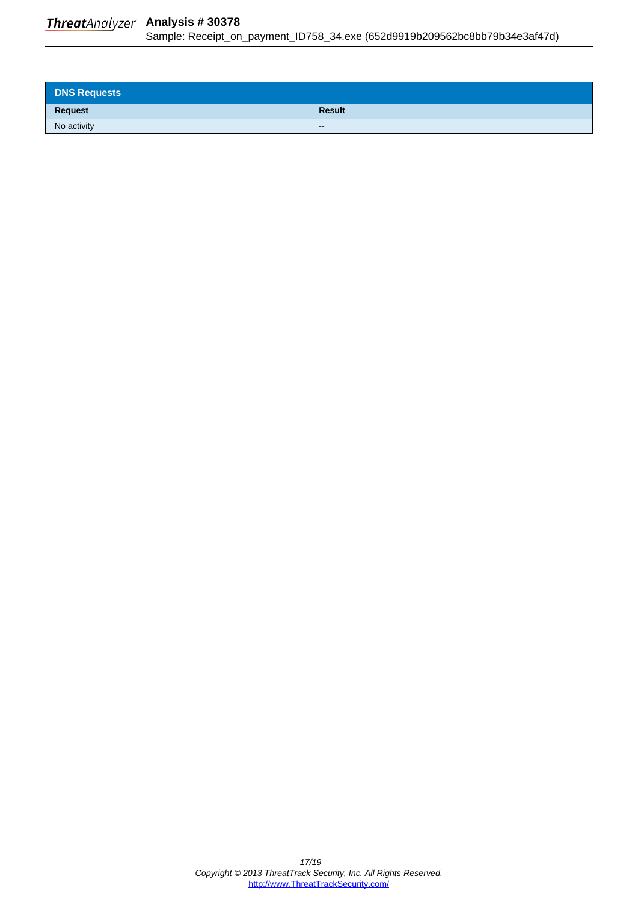| DNS Requests | |
|---|---|
| **Request** | **Result** |
| No activity | -- |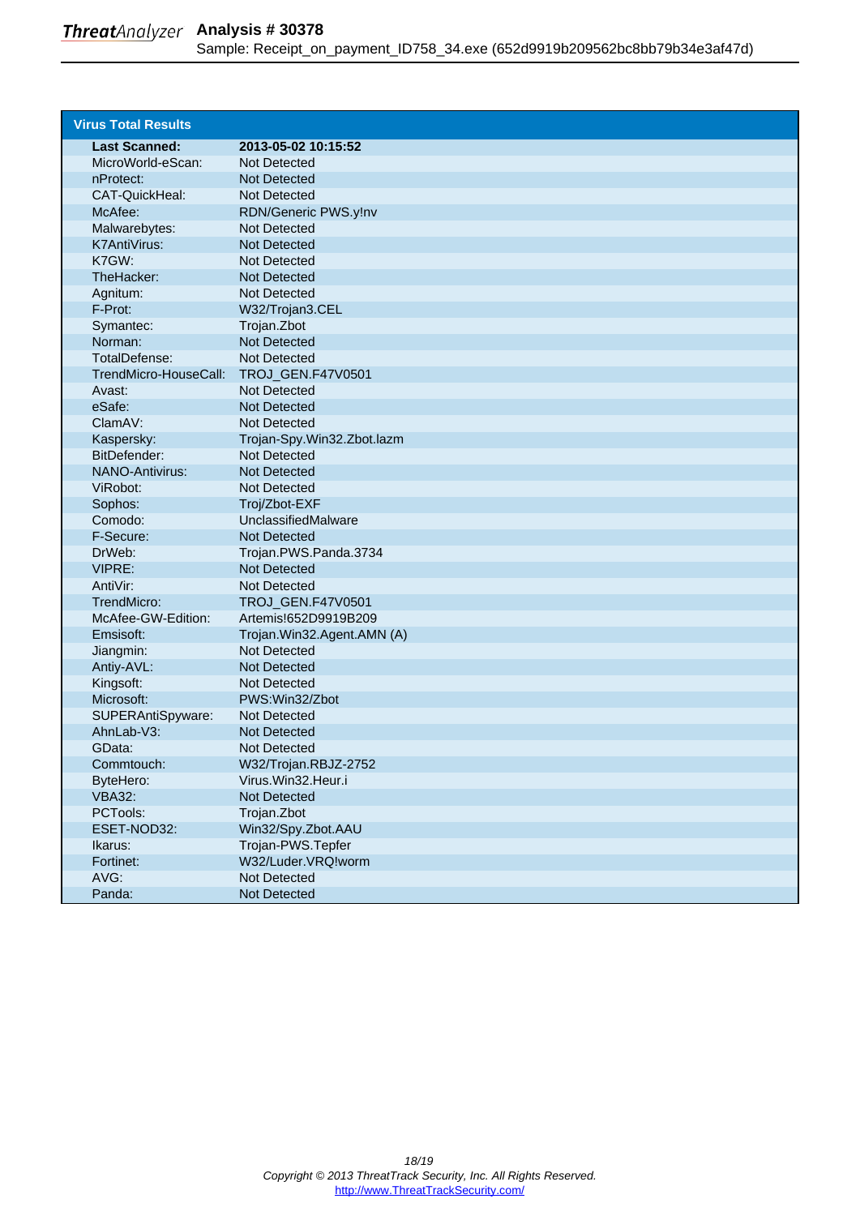## Virus Total Results

| Last Scanned: | 2013-05-02 10:15:52 |
|---|---|
| MicroWorld-eScan: | Not Detected |
| nProtect: | Not Detected |
| CAT-QuickHeal: | Not Detected |
| McAfee: | RDN/Generic PWS.y!nv |
| Malwarebytes: | Not Detected |
| K7AntiVirus: | Not Detected |
| K7GW: | Not Detected |
| TheHacker: | Not Detected |
| Agnitum: | Not Detected |
| F-Prot: | W32/Trojan3.CEL |
| Symantec: | Trojan.Zbot |
| Norman: | Not Detected |
| TotalDefense: | Not Detected |
| TrendMicro-HouseCall: | TROJ_GEN.F47V0501 |
| Avast: | Not Detected |
| eSafe: | Not Detected |
| ClamAV: | Not Detected |
| Kaspersky: | Trojan-Spy.Win32.Zbot.lazm |
| BitDefender: | Not Detected |
| NANO-Antivirus: | Not Detected |
| ViRobot: | Not Detected |
| Sophos: | Troj/Zbot-EXF |
| Comodo: | UnclassifiedMalware |
| F-Secure: | Not Detected |
| DrWeb: | Trojan.PWS.Panda.3734 |
| VIPRE: | Not Detected |
| AntiVir: | Not Detected |
| TrendMicro: | TROJ_GEN.F47V0501 |
| McAfee-GW-Edition: | Artemis!652D9919B209 |
| Emsisoft: | Trojan.Win32.Agent.AMN (A) |
| Jiangmin: | Not Detected |
| Antiy-AVL: | Not Detected |
| Kingsoft: | Not Detected |
| Microsoft: | PWS:Win32/Zbot |
| SUPERAntiSpyware: | Not Detected |
| AhnLab-V3: | Not Detected |
| GData: | Not Detected |
| Commtouch: | W32/Trojan.RBJZ-2752 |
| ByteHero: | Virus.Win32.Heur.i |
| VBA32: | Not Detected |
| PCTools: | Trojan.Zbot |
| ESET-NOD32: | Win32/Spy.Zbot.AAU |
| Ikarus: | Trojan-PWS.Tepfer |
| Fortinet: | W32/Luder.VRQ!worm |
| AVG: | Not Detected |
| Panda: | Not Detected |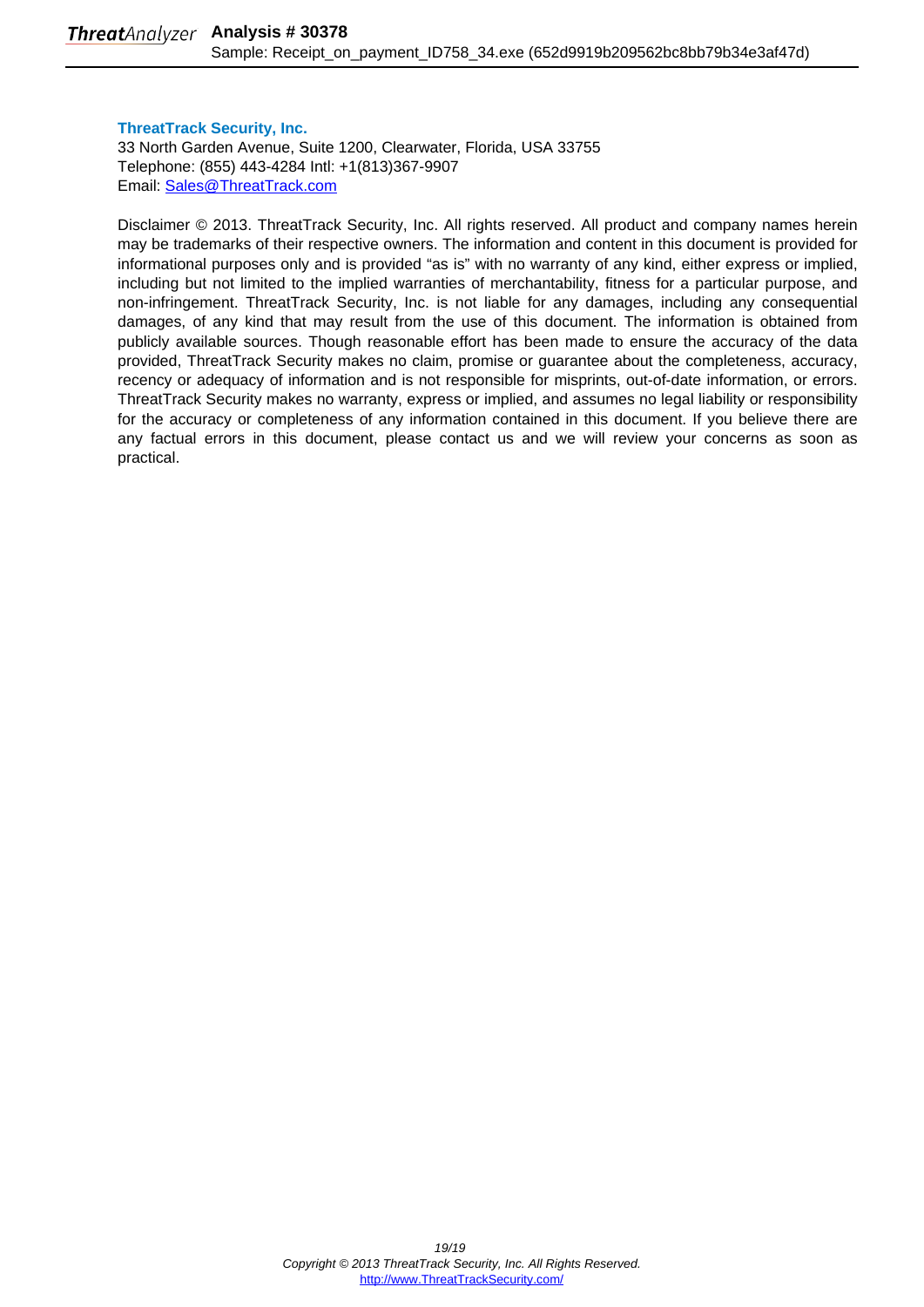**ThreatTrack Security, Inc.**
33 North Garden Avenue, Suite 1200, Clearwater, Florida, USA 33755
Telephone: (855) 443-4284 Intl: +1(813)367-9907
Email: Sales@ThreatTrack.com

Disclaimer © 2013. ThreatTrack Security, Inc. All rights reserved. All product and company names herein may be trademarks of their respective owners. The information and content in this document is provided for informational purposes only and is provided "as is" with no warranty of any kind, either express or implied, including but not limited to the implied warranties of merchantability, fitness for a particular purpose, and non-infringement. ThreatTrack Security, Inc. is not liable for any damages, including any consequential damages, of any kind that may result from the use of this document. The information is obtained from publicly available sources. Though reasonable effort has been made to ensure the accuracy of the data provided, ThreatTrack Security makes no claim, promise or guarantee about the completeness, accuracy, recency or adequacy of information and is not responsible for misprints, out-of-date information, or errors. ThreatTrack Security makes no warranty, express or implied, and assumes no legal liability or responsibility for the accuracy or completeness of any information contained in this document. If you believe there are any factual errors in this document, please contact us and we will review your concerns as soon as practical.